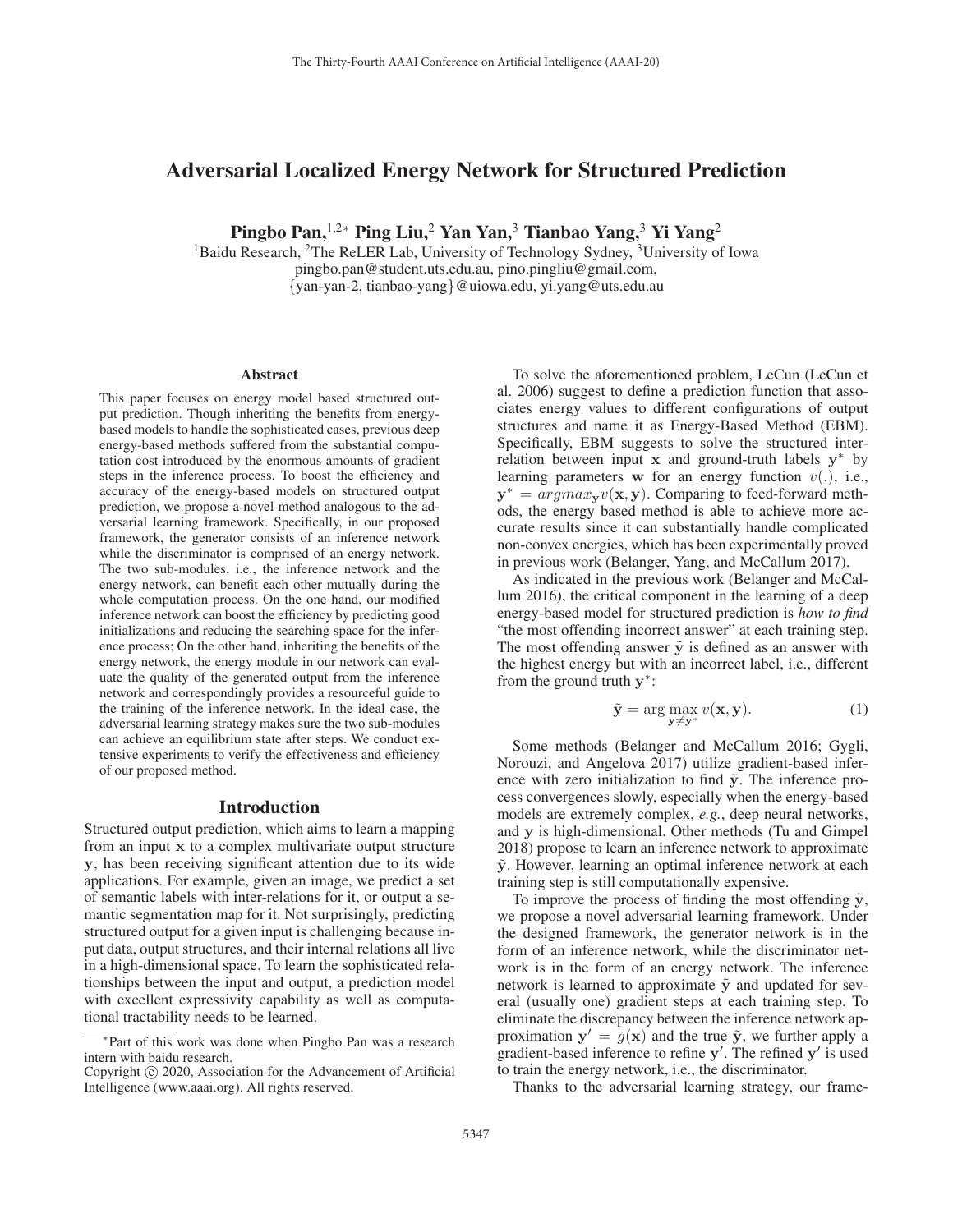# Adversarial Localized Energy Network for Structured Prediction

**Pingbo Pan,[1,2*] Ping Liu,[2] Yan Yan,[3] Tianbao Yang,[3] Yi Yang[2]**

[1]Baidu Research, [2]The ReLER Lab, University of Technology Sydney, [3]University of Iowa
pingbo.pan@student.uts.edu.au, pino.pingliu@gmail.com,
{yan-yan-2, tianbao-yang}@uiowa.edu, yi.yang@uts.edu.au

## Abstract

This paper focuses on energy model based structured output prediction. Though inheriting the benefits from energy-based models to handle the sophisticated cases, previous deep energy-based methods suffered from the substantial computation cost introduced by the enormous amounts of gradient steps in the inference process. To boost the efficiency and accuracy of the energy-based models on structured output prediction, we propose a novel method analogous to the adversarial learning framework. Specifically, in our proposed framework, the generator consists of an inference network while the discriminator is comprised of an energy network. The two sub-modules, i.e., the inference network and the energy network, can benefit each other mutually during the whole computation process. On the one hand, our modified inference network can boost the efficiency by predicting good initializations and reducing the searching space for the inference process; On the other hand, inheriting the benefits of the energy network, the energy module in our network can evaluate the quality of the generated output from the inference network and correspondingly provides a resourceful guide to the training of the inference network. In the ideal case, the adversarial learning strategy makes sure the two sub-modules can achieve an equilibrium state after steps. We conduct extensive experiments to verify the effectiveness and efficiency of our proposed method.

## Introduction

Structured output prediction, which aims to learn a mapping from an input $\mathbf{x}$ to a complex multivariate output structure $\mathbf{y}$, has been receiving significant attention due to its wide applications. For example, given an image, we predict a set of semantic labels with inter-relations for it, or output a semantic segmentation map for it. Not surprisingly, predicting structured output for a given input is challenging because input data, output structures, and their internal relations all live in a high-dimensional space. To learn the sophisticated relationships between the input and output, a prediction model with excellent expressivity capability as well as computational tractability needs to be learned.

To solve the aforementioned problem, LeCun (LeCun et al. 2006) suggest to define a prediction function that associates energy values to different configurations of output structures and name it as Energy-Based Method (EBM). Specifically, EBM suggests to solve the structured interrelation between input $\mathbf{x}$ and ground-truth labels $\mathbf{y}^*$ by learning parameters $\mathbf{w}$ for an energy function $v(.)$, i.e., $\mathbf{y}^* = argmax_{\mathbf{y}} v(\mathbf{x}, \mathbf{y})$. Comparing to feed-forward methods, the energy based method is able to achieve more accurate results since it can substantially handle complicated non-convex energies, which has been experimentally proved in previous work (Belanger, Yang, and McCallum 2017).

As indicated in the previous work (Belanger and McCallum 2016), the critical component in the learning of a deep energy-based model for structured prediction is *how to find* "the most offending incorrect answer" at each training step. The most offending answer $\tilde{\mathbf{y}}$ is defined as an answer with the highest energy but with an incorrect label, i.e., different from the ground truth $\mathbf{y}^*$:

$$\tilde{\mathbf{y}} = \arg\max_{\mathbf{y} \neq \mathbf{y}^*} v(\mathbf{x}, \mathbf{y}). \tag{1}$$

Some methods (Belanger and McCallum 2016; Gygli, Norouzi, and Angelova 2017) utilize gradient-based inference with zero initialization to find $\tilde{\mathbf{y}}$. The inference process convergences slowly, especially when the energy-based models are extremely complex, *e.g.*, deep neural networks, and $\mathbf{y}$ is high-dimensional. Other methods (Tu and Gimpel 2018) propose to learn an inference network to approximate $\tilde{\mathbf{y}}$. However, learning an optimal inference network at each training step is still computationally expensive.

To improve the process of finding the most offending $\tilde{\mathbf{y}}$, we propose a novel adversarial learning framework. Under the designed framework, the generator network is in the form of an inference network, while the discriminator network is in the form of an energy network. The inference network is learned to approximate $\tilde{\mathbf{y}}$ and updated for several (usually one) gradient steps at each training step. To eliminate the discrepancy between the inference network approximation $\mathbf{y}' = g(\mathbf{x})$ and the true $\tilde{\mathbf{y}}$, we further apply a gradient-based inference to refine $\mathbf{y}'$. The refined $\mathbf{y}'$ is used to train the energy network, i.e., the discriminator.

Thanks to the adversarial learning strategy, our frame-

*Part of this work was done when Pingbo Pan was a research intern with baidu research.
Copyright © 2020, Association for the Advancement of Artificial Intelligence (www.aaai.org). All rights reserved.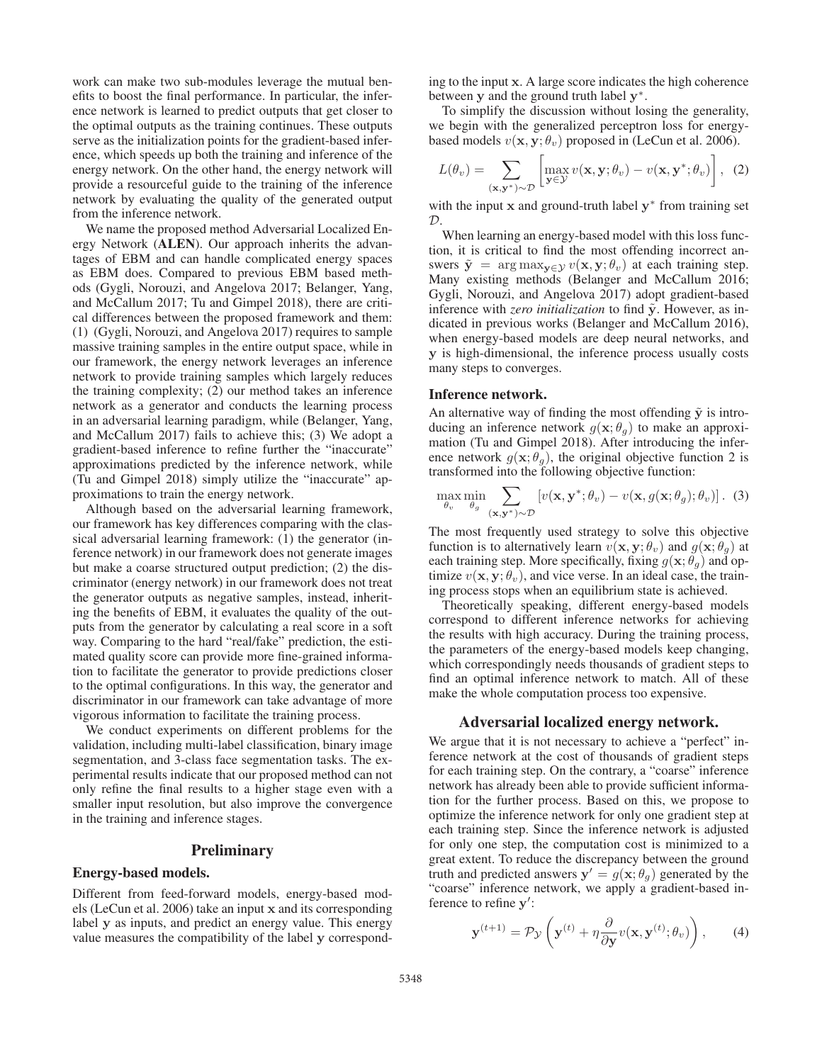work can make two sub-modules leverage the mutual benefits to boost the final performance. In particular, the inference network is learned to predict outputs that get closer to the optimal outputs as the training continues. These outputs serve as the initialization points for the gradient-based inference, which speeds up both the training and inference of the energy network. On the other hand, the energy network will provide a resourceful guide to the training of the inference network by evaluating the quality of the generated output from the inference network.

We name the proposed method Adversarial Localized Energy Network (**ALEN**). Our approach inherits the advantages of EBM and can handle complicated energy spaces as EBM does. Compared to previous EBM based methods (Gygli, Norouzi, and Angelova 2017; Belanger, Yang, and McCallum 2017; Tu and Gimpel 2018), there are critical differences between the proposed framework and them: (1) (Gygli, Norouzi, and Angelova 2017) requires to sample massive training samples in the entire output space, while in our framework, the energy network leverages an inference network to provide training samples which largely reduces the training complexity; (2) our method takes an inference network as a generator and conducts the learning process in an adversarial learning paradigm, while (Belanger, Yang, and McCallum 2017) fails to achieve this; (3) We adopt a gradient-based inference to refine further the "inaccurate" approximations predicted by the inference network, while (Tu and Gimpel 2018) simply utilize the "inaccurate" approximations to train the energy network.

Although based on the adversarial learning framework, our framework has key differences comparing with the classical adversarial learning framework: (1) the generator (inference network) in our framework does not generate images but make a coarse structured output prediction; (2) the discriminator (energy network) in our framework does not treat the generator outputs as negative samples, instead, inheriting the benefits of EBM, it evaluates the quality of the outputs from the generator by calculating a real score in a soft way. Comparing to the hard "real/fake" prediction, the estimated quality score can provide more fine-grained information to facilitate the generator to provide predictions closer to the optimal configurations. In this way, the generator and discriminator in our framework can take advantage of more vigorous information to facilitate the training process.

We conduct experiments on different problems for the validation, including multi-label classification, binary image segmentation, and 3-class face segmentation tasks. The experimental results indicate that our proposed method can not only refine the final results to a higher stage even with a smaller input resolution, but also improve the convergence in the training and inference stages.

## Preliminary

### Energy-based models.

Different from feed-forward models, energy-based models (LeCun et al. 2006) take an input $\mathbf{x}$ and its corresponding label $\mathbf{y}$ as inputs, and predict an energy value. This energy value measures the compatibility of the label $\mathbf{y}$ corresponding to the input $\mathbf{x}$. A large score indicates the high coherence between $\mathbf{y}$ and the ground truth label $\mathbf{y}^*$.

To simplify the discussion without losing the generality, we begin with the generalized perceptron loss for energy-based models $v(\mathbf{x}, \mathbf{y}; \theta_v)$ proposed in (LeCun et al. 2006).

$$L(\theta_v) = \sum_{(\mathbf{x}, \mathbf{y}^*) \sim \mathcal{D}} \left[ \max_{\mathbf{y} \in \mathcal{Y}} v(\mathbf{x}, \mathbf{y}; \theta_v) - v(\mathbf{x}, \mathbf{y}^*; \theta_v) \right], \quad (2)$$

with the input $\mathbf{x}$ and ground-truth label $\mathbf{y}^*$ from training set $\mathcal{D}$.

When learning an energy-based model with this loss function, it is critical to find the most offending incorrect answers $\tilde{\mathbf{y}} = \arg\max_{\mathbf{y} \in \mathcal{Y}} v(\mathbf{x}, \mathbf{y}; \theta_v)$ at each training step. Many existing methods (Belanger and McCallum 2016; Gygli, Norouzi, and Angelova 2017) adopt gradient-based inference with *zero initialization* to find $\tilde{\mathbf{y}}$. However, as indicated in previous works (Belanger and McCallum 2016), when energy-based models are deep neural networks, and $\mathbf{y}$ is high-dimensional, the inference process usually costs many steps to converges.

### Inference network.

An alternative way of finding the most offending $\tilde{\mathbf{y}}$ is introducing an inference network $g(\mathbf{x}; \theta_g)$ to make an approximation (Tu and Gimpel 2018). After introducing the inference network $g(\mathbf{x}; \theta_g)$, the original objective function 2 is transformed into the following objective function:

$$\max_{\theta_v} \min_{\theta_g} \sum_{(\mathbf{x}, \mathbf{y}^*) \sim \mathcal{D}} \left[ v(\mathbf{x}, \mathbf{y}^*; \theta_v) - v(\mathbf{x}, g(\mathbf{x}; \theta_g); \theta_v) \right]. \quad (3)$$

The most frequently used strategy to solve this objective function is to alternatively learn $v(\mathbf{x}, \mathbf{y}; \theta_v)$ and $g(\mathbf{x}; \theta_g)$ at each training step. More specifically, fixing $g(\mathbf{x}; \theta_g)$ and optimize $v(\mathbf{x}, \mathbf{y}; \theta_v)$, and vice verse. In an ideal case, the training process stops when an equilibrium state is achieved.

Theoretically speaking, different energy-based models correspond to different inference networks for achieving the results with high accuracy. During the training process, the parameters of the energy-based models keep changing, which correspondingly needs thousands of gradient steps to find an optimal inference network to match. All of these make the whole computation process too expensive.

## Adversarial localized energy network.

We argue that it is not necessary to achieve a "perfect" inference network at the cost of thousands of gradient steps for each training step. On the contrary, a "coarse" inference network has already been able to provide sufficient information for the further process. Based on this, we propose to optimize the inference network for only one gradient step at each training step. Since the inference network is adjusted for only one step, the computation cost is minimized to a great extent. To reduce the discrepancy between the ground truth and predicted answers $\mathbf{y}' = g(\mathbf{x}; \theta_g)$ generated by the "coarse" inference network, we apply a gradient-based inference to refine $\mathbf{y}'$:

$$\mathbf{y}^{(t+1)} = \mathcal{P}_{\mathcal{Y}} \left( \mathbf{y}^{(t)} + \eta \frac{\partial}{\partial \mathbf{y}} v(\mathbf{x}, \mathbf{y}^{(t)}; \theta_v) \right), \quad (4)$$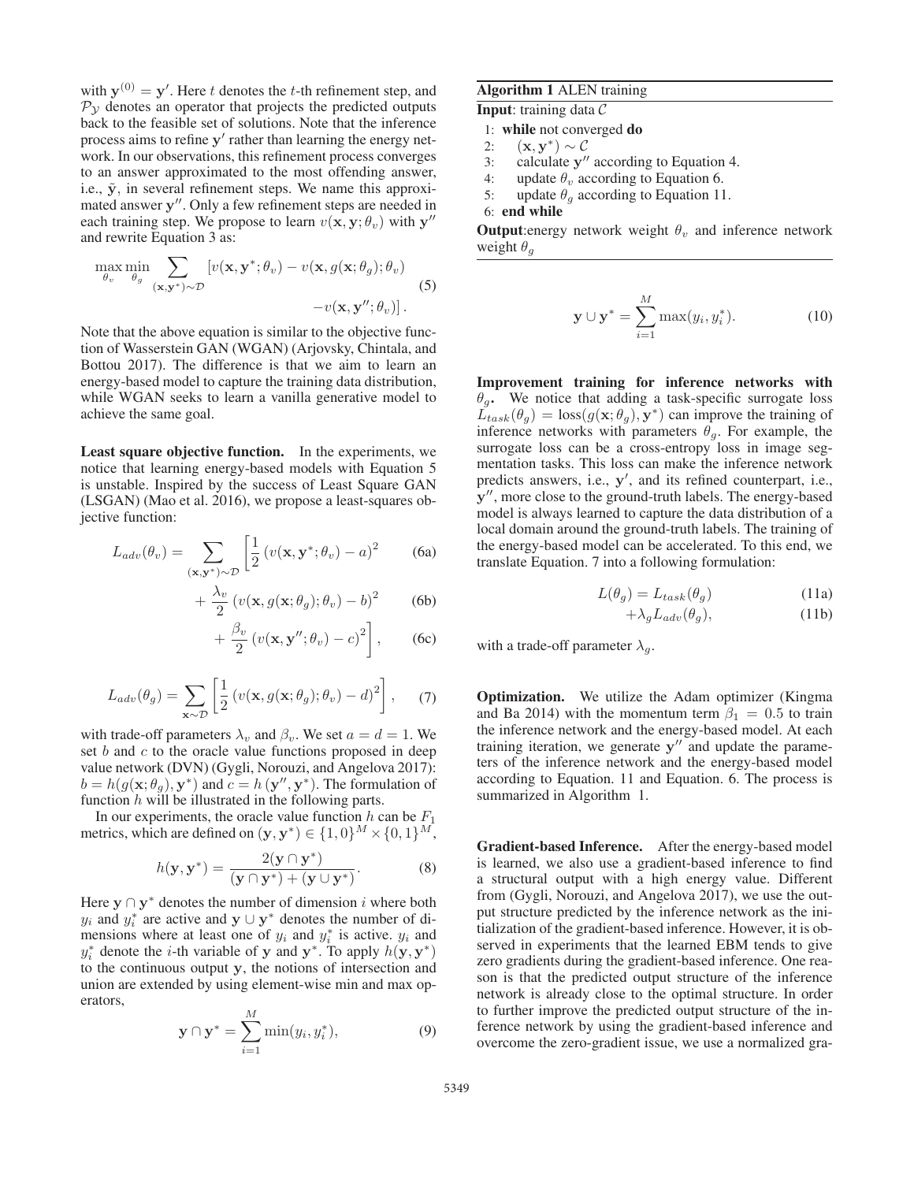with $\mathbf{y}^{(0)} = \mathbf{y}'$. Here $t$ denotes the $t$-th refinement step, and $\mathcal{P}_\mathcal{Y}$ denotes an operator that projects the predicted outputs back to the feasible set of solutions. Note that the inference process aims to refine $\mathbf{y}'$ rather than learning the energy network. In our observations, this refinement process converges to an answer approximated to the most offending answer, i.e., $\tilde{\mathbf{y}}$, in several refinement steps. We name this approximated answer $\mathbf{y}''$. Only a few refinement steps are needed in each training step. We propose to learn $v(\mathbf{x}, \mathbf{y}; \theta_v)$ with $\mathbf{y}''$ and rewrite Equation 3 as:

$$\max_{\theta_v} \min_{\theta_g} \sum_{(\mathbf{x}, \mathbf{y}^*) \sim \mathcal{D}} \left[ v(\mathbf{x}, \mathbf{y}^*; \theta_v) - v(\mathbf{x}, g(\mathbf{x}; \theta_g); \theta_v) - v(\mathbf{x}, \mathbf{y}''; \theta_v) \right]. \tag{5}$$

Note that the above equation is similar to the objective function of Wasserstein GAN (WGAN) (Arjovsky, Chintala, and Bottou 2017). The difference is that we aim to learn an energy-based model to capture the training data distribution, while WGAN seeks to learn a vanilla generative model to achieve the same goal.

**Least square objective function.** In the experiments, we notice that learning energy-based models with Equation 5 is unstable. Inspired by the success of Least Square GAN (LSGAN) (Mao et al. 2016), we propose a least-squares objective function:

$$L_{adv}(\theta_v) = \sum_{(\mathbf{x}, \mathbf{y}^*) \sim \mathcal{D}} \left[ \frac{1}{2} \left( v(\mathbf{x}, \mathbf{y}^*; \theta_v) - a \right)^2 \right. \tag{6a}$$

$$+ \frac{\lambda_v}{2} \left( v(\mathbf{x}, g(\mathbf{x}; \theta_g); \theta_v) - b \right)^2 \tag{6b}$$

$$\left. + \frac{\beta_v}{2} \left( v(\mathbf{x}, \mathbf{y}''; \theta_v) - c \right)^2 \right], \tag{6c}$$

$$L_{adv}(\theta_g) = \sum_{\mathbf{x} \sim \mathcal{D}} \left[ \frac{1}{2} \left( v(\mathbf{x}, g(\mathbf{x}; \theta_g); \theta_v) - d \right)^2 \right], \tag{7}$$

with trade-off parameters $\lambda_v$ and $\beta_v$. We set $a = d = 1$. We set $b$ and $c$ to the oracle value functions proposed in deep value network (DVN) (Gygli, Norouzi, and Angelova 2017): $b = h(g(\mathbf{x}; \theta_g), \mathbf{y}^*)$ and $c = h(\mathbf{y}'', \mathbf{y}^*)$. The formulation of function $h$ will be illustrated in the following parts.

In our experiments, the oracle value function $h$ can be $F_1$ metrics, which are defined on $(\mathbf{y}, \mathbf{y}^*) \in \{1, 0\}^M \times \{0, 1\}^M$,

$$h(\mathbf{y}, \mathbf{y}^*) = \frac{2(\mathbf{y} \cap \mathbf{y}^*)}{(\mathbf{y} \cap \mathbf{y}^*) + (\mathbf{y} \cup \mathbf{y}^*)}. \tag{8}$$

Here $\mathbf{y} \cap \mathbf{y}^*$ denotes the number of dimension $i$ where both $y_i$ and $y_i^*$ are active and $\mathbf{y} \cup \mathbf{y}^*$ denotes the number of dimensions where at least one of $y_i$ and $y_i^*$ is active. $y_i$ and $y_i^*$ denote the $i$-th variable of $\mathbf{y}$ and $\mathbf{y}^*$. To apply $h(\mathbf{y}, \mathbf{y}^*)$ to the continuous output $\mathbf{y}$, the notions of intersection and union are extended by using element-wise min and max operators,

$$\mathbf{y} \cap \mathbf{y}^* = \sum_{i=1}^{M} \min(y_i, y_i^*), \tag{9}$$

$$\mathbf{y} \cup \mathbf{y}^* = \sum_{i=1}^{M} \max(y_i, y_i^*). \tag{10}$$

**Algorithm 1** ALEN training

**Input**: training data $\mathcal{C}$

1: **while** not converged **do**
2: $\quad(\mathbf{x}, \mathbf{y}^*) \sim \mathcal{C}$
3: $\quad$calculate $\mathbf{y}''$ according to Equation 4.
4: $\quad$update $\theta_v$ according to Equation 6.
5: $\quad$update $\theta_g$ according to Equation 11.
6: **end while**

**Output**: energy network weight $\theta_v$ and inference network weight $\theta_g$

**Improvement training for inference networks with $\theta_g$.** We notice that adding a task-specific surrogate loss $L_{task}(\theta_g) = \text{loss}(g(\mathbf{x}; \theta_g), \mathbf{y}^*)$ can improve the training of inference networks with parameters $\theta_g$. For example, the surrogate loss can be a cross-entropy loss in image segmentation tasks. This loss can make the inference network predicts answers, i.e., $\mathbf{y}'$, and its refined counterpart, i.e., $\mathbf{y}''$, more close to the ground-truth labels. The energy-based model is always learned to capture the data distribution of a local domain around the ground-truth labels. The training of the energy-based model can be accelerated. To this end, we translate Equation. 7 into a following formulation:

$$L(\theta_g) = L_{task}(\theta_g) \tag{11a}$$

$$+ \lambda_g L_{adv}(\theta_g), \tag{11b}$$

with a trade-off parameter $\lambda_g$.

**Optimization.** We utilize the Adam optimizer (Kingma and Ba 2014) with the momentum term $\beta_1 = 0.5$ to train the inference network and the energy-based model. At each training iteration, we generate $\mathbf{y}''$ and update the parameters of the inference network and the energy-based model according to Equation. 11 and Equation. 6. The process is summarized in Algorithm 1.

**Gradient-based Inference.** After the energy-based model is learned, we also use a gradient-based inference to find a structural output with a high energy value. Different from (Gygli, Norouzi, and Angelova 2017), we use the output structure predicted by the inference network as the initialization of the gradient-based inference. However, it is observed in experiments that the learned EBM tends to give zero gradients during the gradient-based inference. One reason is that the predicted output structure of the inference network is already close to the optimal structure. In order to further improve the predicted output structure of the inference network by using the gradient-based inference and overcome the zero-gradient issue, we use a normalized gra-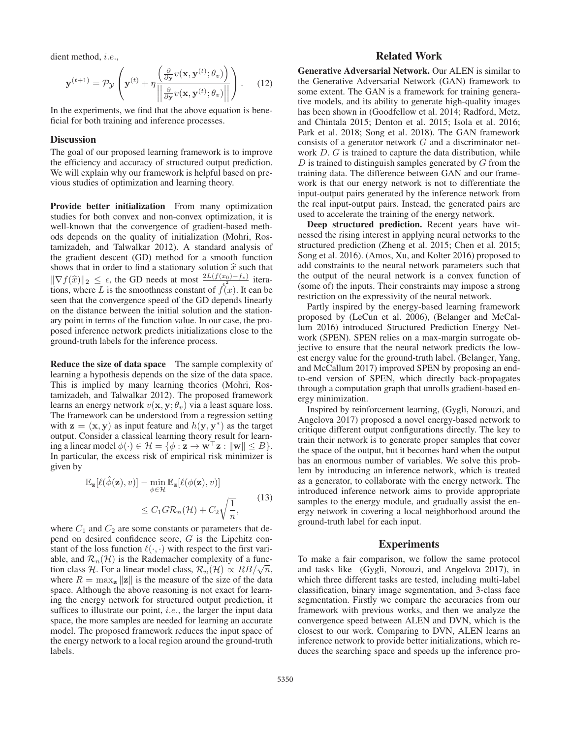dient method, *i.e.*,

$$\mathbf{y}^{(t+1)} = \mathcal{P}_{\mathcal{Y}} \left( \mathbf{y}^{(t)} + \eta \frac{\left(\frac{\partial}{\partial \mathbf{y}} v(\mathbf{x}, \mathbf{y}^{(t)}; \theta_v)\right)}{\left|\left|\frac{\partial}{\partial \mathbf{y}} v(\mathbf{x}, \mathbf{y}^{(t)}; \theta_v)\right|\right|} \right). \quad (12)$$

In the experiments, we find that the above equation is beneficial for both training and inference processes.

### Discussion

The goal of our proposed learning framework is to improve the efficiency and accuracy of structured output prediction. We will explain why our framework is helpful based on previous studies of optimization and learning theory.

**Provide better initialization** From many optimization studies for both convex and non-convex optimization, it is well-known that the convergence of gradient-based methods depends on the quality of initialization (Mohri, Rostamizadeh, and Talwalkar 2012). A standard analysis of the gradient descent (GD) method for a smooth function shows that in order to find a stationary solution $\widehat{x}$ such that $\|\nabla f(\widehat{x})\|_2 \leq \epsilon$, the GD needs at most $\frac{2L(f(x_0)-f_*)}{\epsilon^2}$ iterations, where $L$ is the smoothness constant of $f(x)$. It can be seen that the convergence speed of the GD depends linearly on the distance between the initial solution and the stationary point in terms of the function value. In our case, the proposed inference network predicts initializations close to the ground-truth labels for the inference process.

**Reduce the size of data space** The sample complexity of learning a hypothesis depends on the size of the data space. This is implied by many learning theories (Mohri, Rostamizadeh, and Talwalkar 2012). The proposed framework learns an energy network $v(\mathbf{x}, \mathbf{y}; \theta_v)$ via a least square loss. The framework can be understood from a regression setting with $\mathbf{z} = (\mathbf{x}, \mathbf{y})$ as input feature and $h(\mathbf{y}, \mathbf{y}^*)$ as the target output. Consider a classical learning theory result for learning a linear model $\phi(\cdot) \in \mathcal{H} = \{\phi : \mathbf{z} \to \mathbf{w}^\top \mathbf{z} : \|\mathbf{w}\| \leq B\}$. In particular, the excess risk of empirical risk minimizer is given by

$$\begin{aligned} &\mathbb{E}_{\mathbf{z}}[\ell(\hat{\phi}(\mathbf{z}), v)] - \min_{\phi \in \mathcal{H}} \mathbb{E}_{\mathbf{z}}[\ell(\phi(\mathbf{z}), v)] \\ &\quad \leq C_1 G \mathcal{R}_n(\mathcal{H}) + C_2 \sqrt{\frac{1}{n}}, \end{aligned} \quad (13)$$

where $C_1$ and $C_2$ are some constants or parameters that depend on desired confidence score, $G$ is the Lipchitz constant of the loss function $\ell(\cdot, \cdot)$ with respect to the first variable, and $\mathcal{R}_n(\mathcal{H})$ is the Rademacher complexity of a function class $\mathcal{H}$. For a linear model class, $\mathcal{R}_n(\mathcal{H}) \propto RB/\sqrt{n}$, where $R = \max_{\mathbf{z}} \|\mathbf{z}\|$ is the measure of the size of the data space. Although the above reasoning is not exact for learning the energy network for structured output prediction, it suffices to illustrate our point, *i.e.*, the larger the input data space, the more samples are needed for learning an accurate model. The proposed framework reduces the input space of the energy network to a local region around the ground-truth labels.

## Related Work

**Generative Adversarial Network.** Our ALEN is similar to the Generative Adversarial Network (GAN) framework to some extent. The GAN is a framework for training generative models, and its ability to generate high-quality images has been shown in (Goodfellow et al. 2014; Radford, Metz, and Chintala 2015; Denton et al. 2015; Isola et al. 2016; Park et al. 2018; Song et al. 2018). The GAN framework consists of a generator network $G$ and a discriminator network $D$. $G$ is trained to capture the data distribution, while $D$ is trained to distinguish samples generated by $G$ from the training data. The difference between GAN and our framework is that our energy network is not to differentiate the input-output pairs generated by the inference network from the real input-output pairs. Instead, the generated pairs are used to accelerate the training of the energy network.

**Deep structured prediction.** Recent years have witnessed the rising interest in applying neural networks to the structured prediction (Zheng et al. 2015; Chen et al. 2015; Song et al. 2016). (Amos, Xu, and Kolter 2016) proposed to add constraints to the neural network parameters such that the output of the neural network is a convex function of (some of) the inputs. Their constraints may impose a strong restriction on the expressivity of the neural network.

Partly inspired by the energy-based learning framework proposed by (LeCun et al. 2006), (Belanger and McCallum 2016) introduced Structured Prediction Energy Network (SPEN). SPEN relies on a max-margin surrogate objective to ensure that the neural network predicts the lowest energy value for the ground-truth label. (Belanger, Yang, and McCallum 2017) improved SPEN by proposing an end-to-end version of SPEN, which directly back-propagates through a computation graph that unrolls gradient-based energy minimization.

Inspired by reinforcement learning, (Gygli, Norouzi, and Angelova 2017) proposed a novel energy-based network to critique different output configurations directly. The key to train their network is to generate proper samples that cover the space of the output, but it becomes hard when the output has an enormous number of variables. We solve this problem by introducing an inference network, which is treated as a generator, to collaborate with the energy network. The introduced inference network aims to provide appropriate samples to the energy module, and gradually assist the energy network in covering a local neighborhood around the ground-truth label for each input.

## Experiments

To make a fair comparison, we follow the same protocol and tasks like (Gygli, Norouzi, and Angelova 2017), in which three different tasks are tested, including multi-label classification, binary image segmentation, and 3-class face segmentation. Firstly we compare the accuracies from our framework with previous works, and then we analyze the convergence speed between ALEN and DVN, which is the closest to our work. Comparing to DVN, ALEN learns an inference network to provide better initializations, which reduces the searching space and speeds up the inference pro-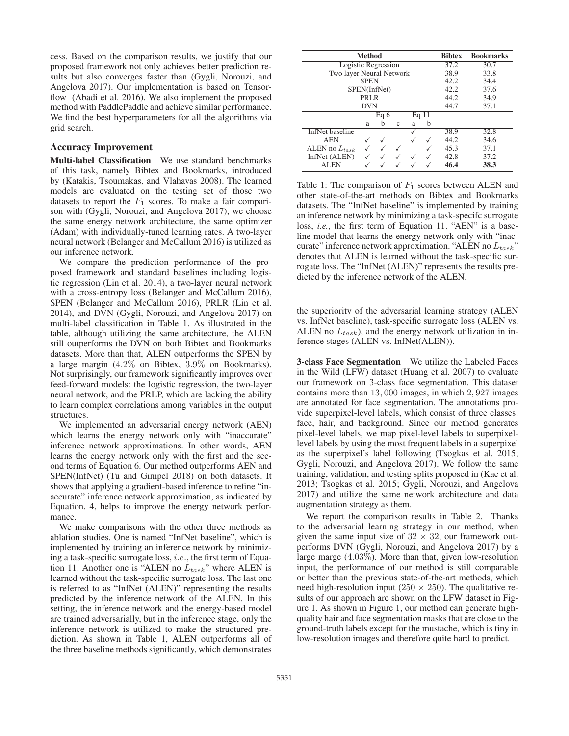cess. Based on the comparison results, we justify that our proposed framework not only achieves better prediction results but also converges faster than (Gygli, Norouzi, and Angelova 2017). Our implementation is based on Tensorflow (Abadi et al. 2016). We also implement the proposed method with PaddlePaddle and achieve similar performance. We find the best hyperparameters for all the algorithms via grid search.

## Accuracy Improvement

**Multi-label Classification** We use standard benchmarks of this task, namely Bibtex and Bookmarks, introduced by (Katakis, Tsoumakas, and Vlahavas 2008). The learned models are evaluated on the testing set of those two datasets to report the $F_1$ scores. To make a fair comparison with (Gygli, Norouzi, and Angelova 2017), we choose the same energy network architecture, the same optimizer (Adam) with individually-tuned learning rates. A two-layer neural network (Belanger and McCallum 2016) is utilized as our inference network.

We compare the prediction performance of the proposed framework and standard baselines including logistic regression (Lin et al. 2014), a two-layer neural network with a cross-entropy loss (Belanger and McCallum 2016), SPEN (Belanger and McCallum 2016), PRLR (Lin et al. 2014), and DVN (Gygli, Norouzi, and Angelova 2017) on multi-label classification in Table 1. As illustrated in the table, although utilizing the same architecture, the ALEN still outperforms the DVN on both Bibtex and Bookmarks datasets. More than that, ALEN outperforms the SPEN by a large margin (4.2% on Bibtex, 3.9% on Bookmarks). Not surprisingly, our framework significantly improves over feed-forward models: the logistic regression, the two-layer neural network, and the PRLP, which are lacking the ability to learn complex correlations among variables in the output structures.

We implemented an adversarial energy network (AEN) which learns the energy network only with "inaccurate" inference network approximations. In other words, AEN learns the energy network only with the first and the second terms of Equation 6. Our method outperforms AEN and SPEN(InfNet) (Tu and Gimpel 2018) on both datasets. It shows that applying a gradient-based inference to refine "inaccurate" inference network approximation, as indicated by Equation. 4, helps to improve the energy network performance.

We make comparisons with the other three methods as ablation studies. One is named "InfNet baseline", which is implemented by training an inference network by minimizing a task-specific surrogate loss, *i.e.*, the first term of Equation 11. Another one is "ALEN no $L_{task}$" where ALEN is learned without the task-specific surrogate loss. The last one is referred to as "InfNet (ALEN)" representing the results predicted by the inference network of the ALEN. In this setting, the inference network and the energy-based model are trained adversarially, but in the inference stage, only the inference network is utilized to make the structured prediction. As shown in Table 1, ALEN outperforms all of the three baseline methods significantly, which demonstrates the superiority of the adversarial learning strategy (ALEN vs. InfNet baseline), task-specific surrogate loss (ALEN vs. ALEN no $L_{task}$), and the energy network utilization in inference stages (ALEN vs. InfNet(ALEN)).

| Method | | | | | | Bibtex | Bookmarks |
|---|---|---|---|---|---|---|---|
| Logistic Regression | | | | | | 37.2 | 30.7 |
| Two layer Neural Network | | | | | | 38.9 | 33.8 |
| SPEN | | | | | | 42.2 | 34.4 |
| SPEN(InfNet) | | | | | | 42.2 | 37.6 |
| PRLR | | | | | | 44.2 | 34.9 |
| DVN | | | | | | 44.7 | 37.1 |
| | Eq 6 | | | Eq 11 | | | |
| | a | b | c | a | b | | |
| InfNet baseline | | | | ✓ | | 38.9 | 32.8 |
| AEN | ✓ | ✓ | | ✓ | ✓ | 44.2 | 34.6 |
| ALEN no $L_{task}$ | ✓ | ✓ | ✓ | | ✓ | 45.3 | 37.1 |
| InfNet (ALEN) | ✓ | ✓ | ✓ | ✓ | ✓ | 42.8 | 37.2 |
| ALEN | ✓ | ✓ | ✓ | ✓ | ✓ | **46.4** | **38.3** |

Table 1: The comparison of $F_1$ scores between ALEN and other state-of-the-art methods on Bibtex and Bookmarks datasets. The "InfNet baseline" is implemented by training an inference network by minimizing a task-specifc surrogate loss, *i.e.*, the first term of Equation 11. "AEN" is a baseline model that learns the energy network only with "inaccurate" inference network approximation. "ALEN no $L_{task}$" denotes that ALEN is learned without the task-specific surrogate loss. The "InfNet (ALEN)" represents the results predicted by the inference network of the ALEN.

**3-class Face Segmentation** We utilize the Labeled Faces in the Wild (LFW) dataset (Huang et al. 2007) to evaluate our framework on 3-class face segmentation. This dataset contains more than 13,000 images, in which 2,927 images are annotated for face segmentation. The annotations provide superpixel-level labels, which consist of three classes: face, hair, and background. Since our method generates pixel-level labels, we map pixel-level labels to superpixel-level labels by using the most frequent labels in a superpixel as the superpixel's label following (Tsogkas et al. 2015; Gygli, Norouzi, and Angelova 2017). We follow the same training, validation, and testing splits proposed in (Kae et al. 2013; Tsogkas et al. 2015; Gygli, Norouzi, and Angelova 2017) and utilize the same network architecture and data augmentation strategy as them.

We report the comparison results in Table 2. Thanks to the adversarial learning strategy in our method, when given the same input size of $32 \times 32$, our framework outperforms DVN (Gygli, Norouzi, and Angelova 2017) by a large marge (4.03%). More than that, given low-resolution input, the performance of our method is still comparable or better than the previous state-of-the-art methods, which need high-resolution input ($250 \times 250$). The qualitative results of our approach are shown on the LFW dataset in Figure 1. As shown in Figure 1, our method can generate high-quality hair and face segmentation masks that are close to the ground-truth labels except for the mustache, which is tiny in low-resolution images and therefore quite hard to predict.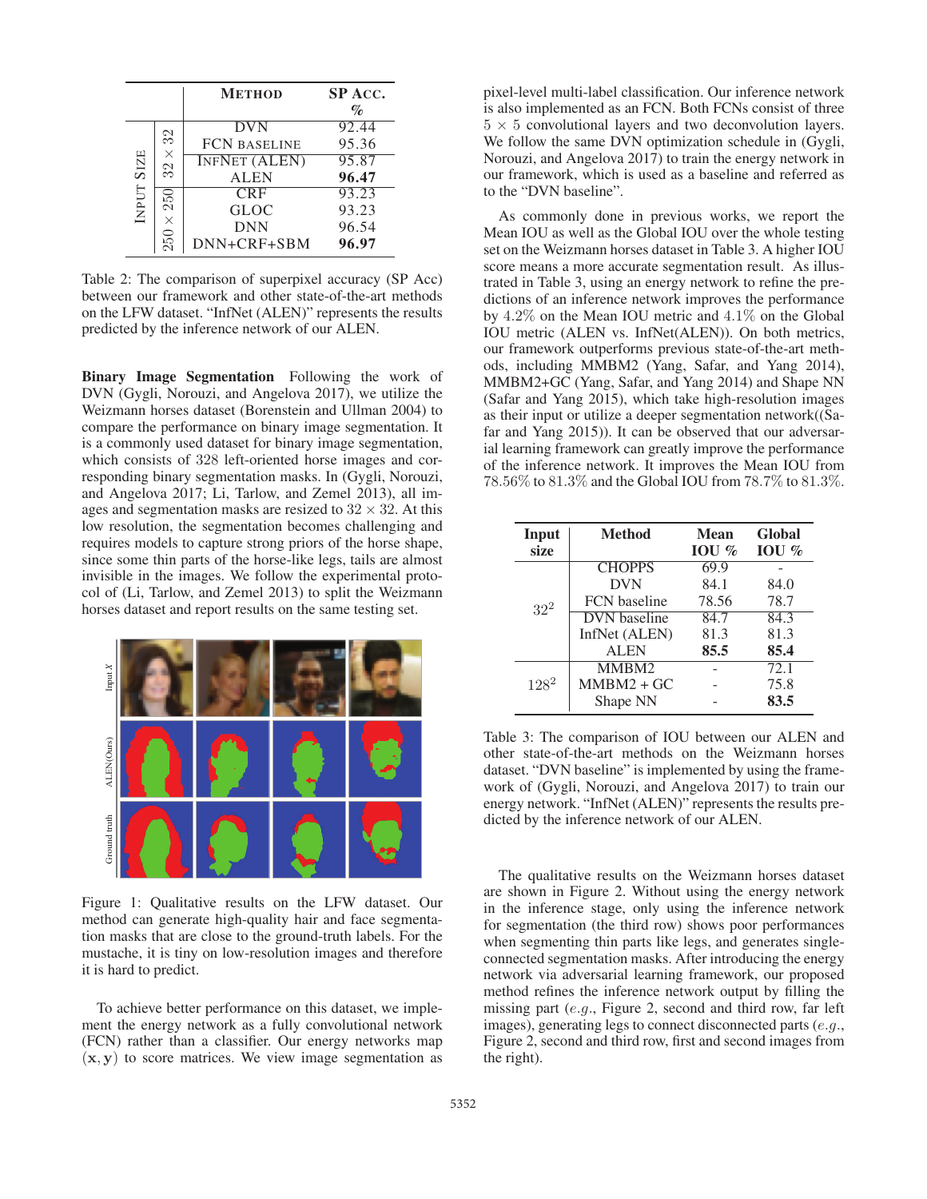| | | Method | SP Acc. % |
|---|---|---|---|
| Input Size | $32 \times 32$ | DVN | 92.44 |
| | | FCN baseline | 95.36 |
| | | InfNet (ALEN) | 95.87 |
| | | ALEN | **96.47** |
| | $250 \times 250$ | CRF | 93.23 |
| | | GLOC | 93.23 |
| | | DNN | 96.54 |
| | | DNN+CRF+SBM | **96.97** |

Table 2: The comparison of superpixel accuracy (SP Acc) between our framework and other state-of-the-art methods on the LFW dataset. "InfNet (ALEN)" represents the results predicted by the inference network of our ALEN.

**Binary Image Segmentation** Following the work of DVN (Gygli, Norouzi, and Angelova 2017), we utilize the Weizmann horses dataset (Borenstein and Ullman 2004) to compare the performance on binary image segmentation. It is a commonly used dataset for binary image segmentation, which consists of 328 left-oriented horse images and corresponding binary segmentation masks. In (Gygli, Norouzi, and Angelova 2017; Li, Tarlow, and Zemel 2013), all images and segmentation masks are resized to $32 \times 32$. At this low resolution, the segmentation becomes challenging and requires models to capture strong priors of the horse shape, since some thin parts of the horse-like legs, tails are almost invisible in the images. We follow the experimental protocol of (Li, Tarlow, and Zemel 2013) to split the Weizmann horses dataset and report results on the same testing set.

Figure 1: Qualitative results on the LFW dataset. Our method can generate high-quality hair and face segmentation masks that are close to the ground-truth labels. For the mustache, it is tiny on low-resolution images and therefore it is hard to predict.

To achieve better performance on this dataset, we implement the energy network as a fully convolutional network (FCN) rather than a classifier. Our energy networks map $(\mathbf{x}, \mathbf{y})$ to score matrices. We view image segmentation as pixel-level multi-label classification. Our inference network is also implemented as an FCN. Both FCNs consist of three $5 \times 5$ convolutional layers and two deconvolution layers. We follow the same DVN optimization schedule in (Gygli, Norouzi, and Angelova 2017) to train the energy network in our framework, which is used as a baseline and referred as to the "DVN baseline".

As commonly done in previous works, we report the Mean IOU as well as the Global IOU over the whole testing set on the Weizmann horses dataset in Table 3. A higher IOU score means a more accurate segmentation result. As illustrated in Table 3, using an energy network to refine the predictions of an inference network improves the performance by $4.2\%$ on the Mean IOU metric and $4.1\%$ on the Global IOU metric (ALEN vs. InfNet(ALEN)). On both metrics, our framework outperforms previous state-of-the-art methods, including MMBM2 (Yang, Safar, and Yang 2014), MMBM2+GC (Yang, Safar, and Yang 2014) and Shape NN (Safar and Yang 2015), which take high-resolution images as their input or utilize a deeper segmentation network((Safar and Yang 2015)). It can be observed that our adversarial learning framework can greatly improve the performance of the inference network. It improves the Mean IOU from $78.56\%$ to $81.3\%$ and the Global IOU from $78.7\%$ to $81.3\%$.

| Input size | Method | Mean IOU % | Global IOU % |
|---|---|---|---|
| $32^2$ | CHOPPS | 69.9 | - |
| | DVN | 84.1 | 84.0 |
| | FCN baseline | 78.56 | 78.7 |
| | DVN baseline | 84.7 | 84.3 |
| | InfNet (ALEN) | 81.3 | 81.3 |
| | ALEN | **85.5** | **85.4** |
| $128^2$ | MMBM2 | - | 72.1 |
| | MMBM2 + GC | - | 75.8 |
| | Shape NN | - | **83.5** |

Table 3: The comparison of IOU between our ALEN and other state-of-the-art methods on the Weizmann horses dataset. "DVN baseline" is implemented by using the framework of (Gygli, Norouzi, and Angelova 2017) to train our energy network. "InfNet (ALEN)" represents the results predicted by the inference network of our ALEN.

The qualitative results on the Weizmann horses dataset are shown in Figure 2. Without using the energy network in the inference stage, only using the inference network for segmentation (the third row) shows poor performances when segmenting thin parts like legs, and generates single-connected segmentation masks. After introducing the energy network via adversarial learning framework, our proposed method refines the inference network output by filling the missing part ($e.g.$, Figure 2, second and third row, far left images), generating legs to connect disconnected parts ($e.g.$, Figure 2, second and third row, first and second images from the right).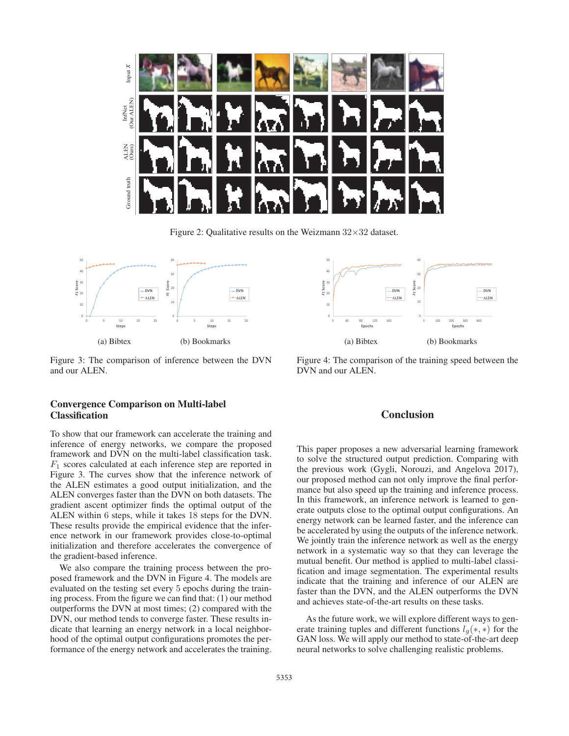Figure 2: Qualitative results on the Weizmann 32×32 dataset.

(a) Bibtex (b) Bookmarks

Figure 3: The comparison of inference between the DVN and our ALEN.

(a) Bibtex (b) Bookmarks

Figure 4: The comparison of the training speed between the DVN and our ALEN.

## Convergence Comparison on Multi-label Classification

To show that our framework can accelerate the training and inference of energy networks, we compare the proposed framework and DVN on the multi-label classification task. $F_1$ scores calculated at each inference step are reported in Figure 3. The curves show that the inference network of the ALEN estimates a good output initialization, and the ALEN converges faster than the DVN on both datasets. The gradient ascent optimizer finds the optimal output of the ALEN within 6 steps, while it takes 18 steps for the DVN. These results provide the empirical evidence that the inference network in our framework provides close-to-optimal initialization and therefore accelerates the convergence of the gradient-based inference.

We also compare the training process between the proposed framework and the DVN in Figure 4. The models are evaluated on the testing set every 5 epochs during the training process. From the figure we can find that: (1) our method outperforms the DVN at most times; (2) compared with the DVN, our method tends to converge faster. These results indicate that learning an energy network in a local neighborhood of the optimal output configurations promotes the performance of the energy network and accelerates the training.

## Conclusion

This paper proposes a new adversarial learning framework to solve the structured output prediction. Comparing with the previous work (Gygli, Norouzi, and Angelova 2017), our proposed method can not only improve the final performance but also speed up the training and inference process. In this framework, an inference network is learned to generate outputs close to the optimal output configurations. An energy network can be learned faster, and the inference can be accelerated by using the outputs of the inference network. We jointly train the inference network as well as the energy network in a systematic way so that they can leverage the mutual benefit. Our method is applied to multi-label classification and image segmentation. The experimental results indicate that the training and inference of our ALEN are faster than the DVN, and the ALEN outperforms the DVN and achieves state-of-the-art results on these tasks.

As the future work, we will explore different ways to generate training tuples and different functions $l_g(*, *)$ for the GAN loss. We will apply our method to state-of-the-art deep neural networks to solve challenging realistic problems.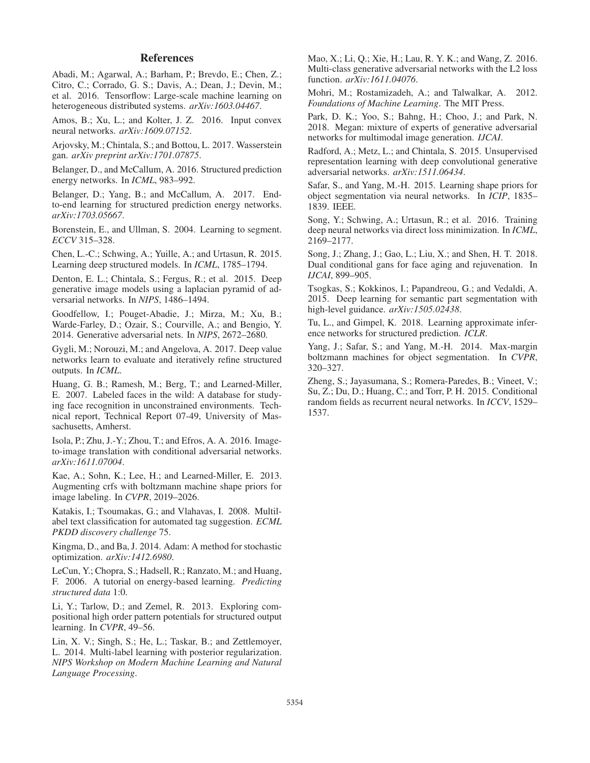## References

Abadi, M.; Agarwal, A.; Barham, P.; Brevdo, E.; Chen, Z.; Citro, C.; Corrado, G. S.; Davis, A.; Dean, J.; Devin, M.; et al. 2016. Tensorflow: Large-scale machine learning on heterogeneous distributed systems. *arXiv:1603.04467*.

Amos, B.; Xu, L.; and Kolter, J. Z. 2016. Input convex neural networks. *arXiv:1609.07152*.

Arjovsky, M.; Chintala, S.; and Bottou, L. 2017. Wasserstein gan. *arXiv preprint arXiv:1701.07875*.

Belanger, D., and McCallum, A. 2016. Structured prediction energy networks. In *ICML*, 983–992.

Belanger, D.; Yang, B.; and McCallum, A. 2017. End-to-end learning for structured prediction energy networks. *arXiv:1703.05667*.

Borenstein, E., and Ullman, S. 2004. Learning to segment. *ECCV* 315–328.

Chen, L.-C.; Schwing, A.; Yuille, A.; and Urtasun, R. 2015. Learning deep structured models. In *ICML*, 1785–1794.

Denton, E. L.; Chintala, S.; Fergus, R.; et al. 2015. Deep generative image models using a laplacian pyramid of adversarial networks. In *NIPS*, 1486–1494.

Goodfellow, I.; Pouget-Abadie, J.; Mirza, M.; Xu, B.; Warde-Farley, D.; Ozair, S.; Courville, A.; and Bengio, Y. 2014. Generative adversarial nets. In *NIPS*, 2672–2680.

Gygli, M.; Norouzi, M.; and Angelova, A. 2017. Deep value networks learn to evaluate and iteratively refine structured outputs. In *ICML*.

Huang, G. B.; Ramesh, M.; Berg, T.; and Learned-Miller, E. 2007. Labeled faces in the wild: A database for studying face recognition in unconstrained environments. Technical report, Technical Report 07-49, University of Massachusetts, Amherst.

Isola, P.; Zhu, J.-Y.; Zhou, T.; and Efros, A. A. 2016. Image-to-image translation with conditional adversarial networks. *arXiv:1611.07004*.

Kae, A.; Sohn, K.; Lee, H.; and Learned-Miller, E. 2013. Augmenting crfs with boltzmann machine shape priors for image labeling. In *CVPR*, 2019–2026.

Katakis, I.; Tsoumakas, G.; and Vlahavas, I. 2008. Multilabel text classification for automated tag suggestion. *ECML PKDD discovery challenge* 75.

Kingma, D., and Ba, J. 2014. Adam: A method for stochastic optimization. *arXiv:1412.6980*.

LeCun, Y.; Chopra, S.; Hadsell, R.; Ranzato, M.; and Huang, F. 2006. A tutorial on energy-based learning. *Predicting structured data* 1:0.

Li, Y.; Tarlow, D.; and Zemel, R. 2013. Exploring compositional high order pattern potentials for structured output learning. In *CVPR*, 49–56.

Lin, X. V.; Singh, S.; He, L.; Taskar, B.; and Zettlemoyer, L. 2014. Multi-label learning with posterior regularization. *NIPS Workshop on Modern Machine Learning and Natural Language Processing*.

Mao, X.; Li, Q.; Xie, H.; Lau, R. Y. K.; and Wang, Z. 2016. Multi-class generative adversarial networks with the L2 loss function. *arXiv:1611.04076*.

Mohri, M.; Rostamizadeh, A.; and Talwalkar, A. 2012. *Foundations of Machine Learning*. The MIT Press.

Park, D. K.; Yoo, S.; Bahng, H.; Choo, J.; and Park, N. 2018. Megan: mixture of experts of generative adversarial networks for multimodal image generation. *IJCAI*.

Radford, A.; Metz, L.; and Chintala, S. 2015. Unsupervised representation learning with deep convolutional generative adversarial networks. *arXiv:1511.06434*.

Safar, S., and Yang, M.-H. 2015. Learning shape priors for object segmentation via neural networks. In *ICIP*, 1835–1839. IEEE.

Song, Y.; Schwing, A.; Urtasun, R.; et al. 2016. Training deep neural networks via direct loss minimization. In *ICML*, 2169–2177.

Song, J.; Zhang, J.; Gao, L.; Liu, X.; and Shen, H. T. 2018. Dual conditional gans for face aging and rejuvenation. In *IJCAI*, 899–905.

Tsogkas, S.; Kokkinos, I.; Papandreou, G.; and Vedaldi, A. 2015. Deep learning for semantic part segmentation with high-level guidance. *arXiv:1505.02438*.

Tu, L., and Gimpel, K. 2018. Learning approximate inference networks for structured prediction. *ICLR*.

Yang, J.; Safar, S.; and Yang, M.-H. 2014. Max-margin boltzmann machines for object segmentation. In *CVPR*, 320–327.

Zheng, S.; Jayasumana, S.; Romera-Paredes, B.; Vineet, V.; Su, Z.; Du, D.; Huang, C.; and Torr, P. H. 2015. Conditional random fields as recurrent neural networks. In *ICCV*, 1529–1537.